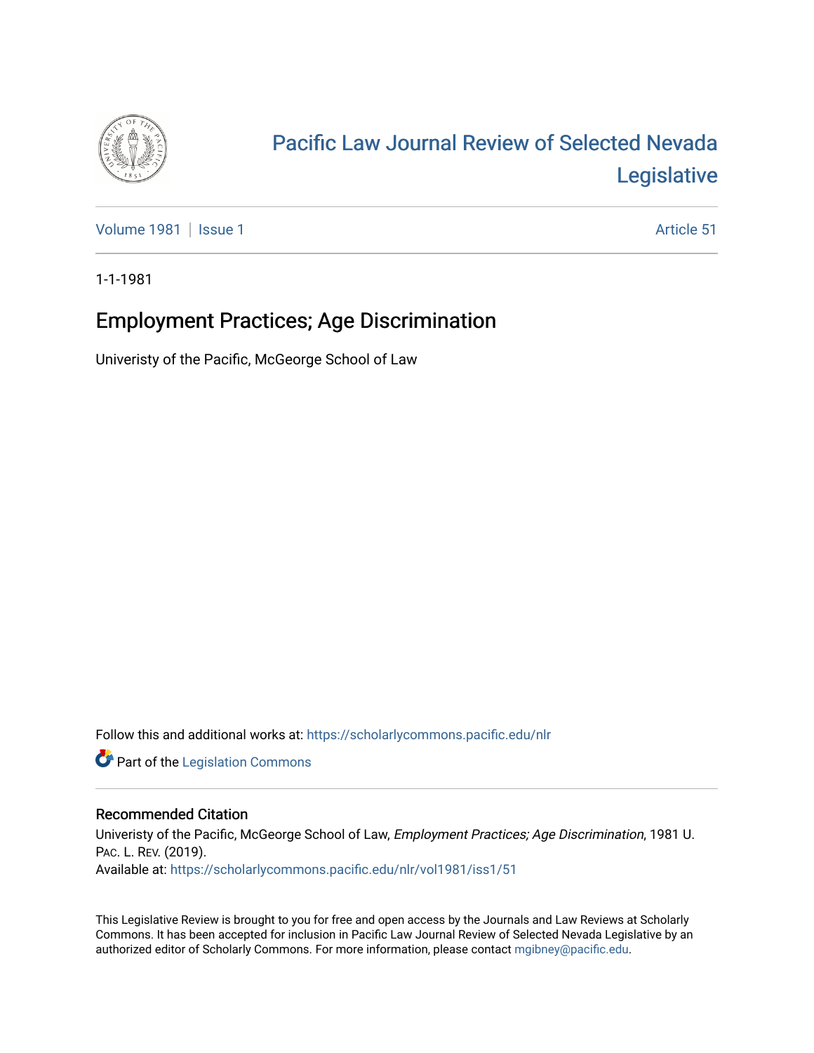# Pacific Law Journal Review of Selected Nevada Legislative

Volume 1981 | Issue 1 | Article 51

1-1-1981

## Employment Practices; Age Discrimination

Univeristy of the Pacific, McGeorge School of Law

Follow this and additional works at: https://scholarlycommons.pacific.edu/nlr

Part of the Legislation Commons

### Recommended Citation

Univeristy of the Pacific, McGeorge School of Law, *Employment Practices; Age Discrimination*, 1981 U. PAC. L. REV. (2019).
Available at: https://scholarlycommons.pacific.edu/nlr/vol1981/iss1/51

This Legislative Review is brought to you for free and open access by the Journals and Law Reviews at Scholarly Commons. It has been accepted for inclusion in Pacific Law Journal Review of Selected Nevada Legislative by an authorized editor of Scholarly Commons. For more information, please contact mgibney@pacific.edu.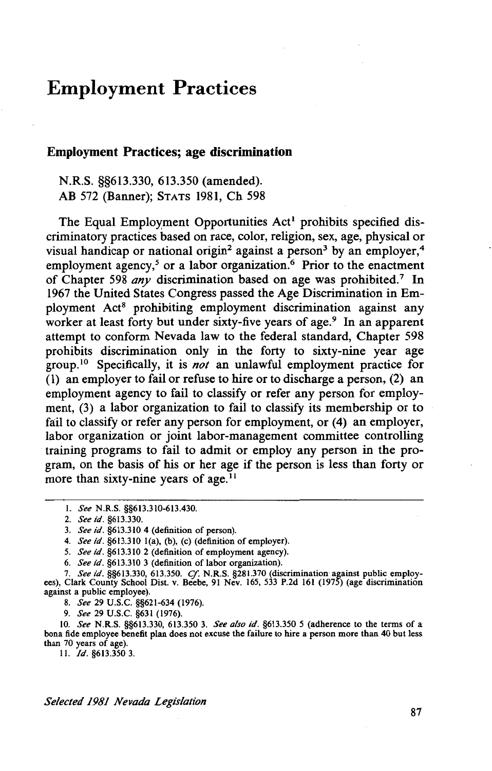# Employment Practices

## Employment Practices; age discrimination

N.R.S. §§613.330, 613.350 (amended).
AB 572 (Banner); STATS 1981, Ch 598

The Equal Employment Opportunities Act[1] prohibits specified discriminatory practices based on race, color, religion, sex, age, physical or visual handicap or national origin[2] against a person[3] by an employer,[4] employment agency,[5] or a labor organization.[6] Prior to the enactment of Chapter 598 *any* discrimination based on age was prohibited.[7] In 1967 the United States Congress passed the Age Discrimination in Employment Act[8] prohibiting employment discrimination against any worker at least forty but under sixty-five years of age.[9] In an apparent attempt to conform Nevada law to the federal standard, Chapter 598 prohibits discrimination only in the forty to sixty-nine year age group.[10] Specifically, it is *not* an unlawful employment practice for (1) an employer to fail or refuse to hire or to discharge a person, (2) an employment agency to fail to classify or refer any person for employment, (3) a labor organization to fail to classify its membership or to fail to classify or refer any person for employment, or (4) an employer, labor organization or joint labor-management committee controlling training programs to fail to admit or employ any person in the program, on the basis of his or her age if the person is less than forty or more than sixty-nine years of age.[11]

---

1. *See* N.R.S. §§613.310-613.430.
2. *See id.* §613.330.
3. *See id.* §613.310 4 (definition of person).
4. *See id.* §613.310 1(a), (b), (c) (definition of employer).
5. *See id.* §613.310 2 (definition of employment agency).
6. *See id.* §613.310 3 (definition of labor organization).
7. *See id.* §§613.330, 613.350. *Cf.* N.R.S. §281.370 (discrimination against public employees), Clark County School Dist. v. Beebe, 91 Nev. 165, 533 P.2d 161 (1975) (age discrimination against a public employee).
8. *See* 29 U.S.C. §§621-634 (1976).
9. *See* 29 U.S.C. §631 (1976).
10. *See* N.R.S. §§613.330, 613.350 3. *See also id.* §613.350 5 (adherence to the terms of a bona fide employee benefit plan does not excuse the failure to hire a person more than 40 but less than 70 years of age).
11. *Id.* §613.350 3.